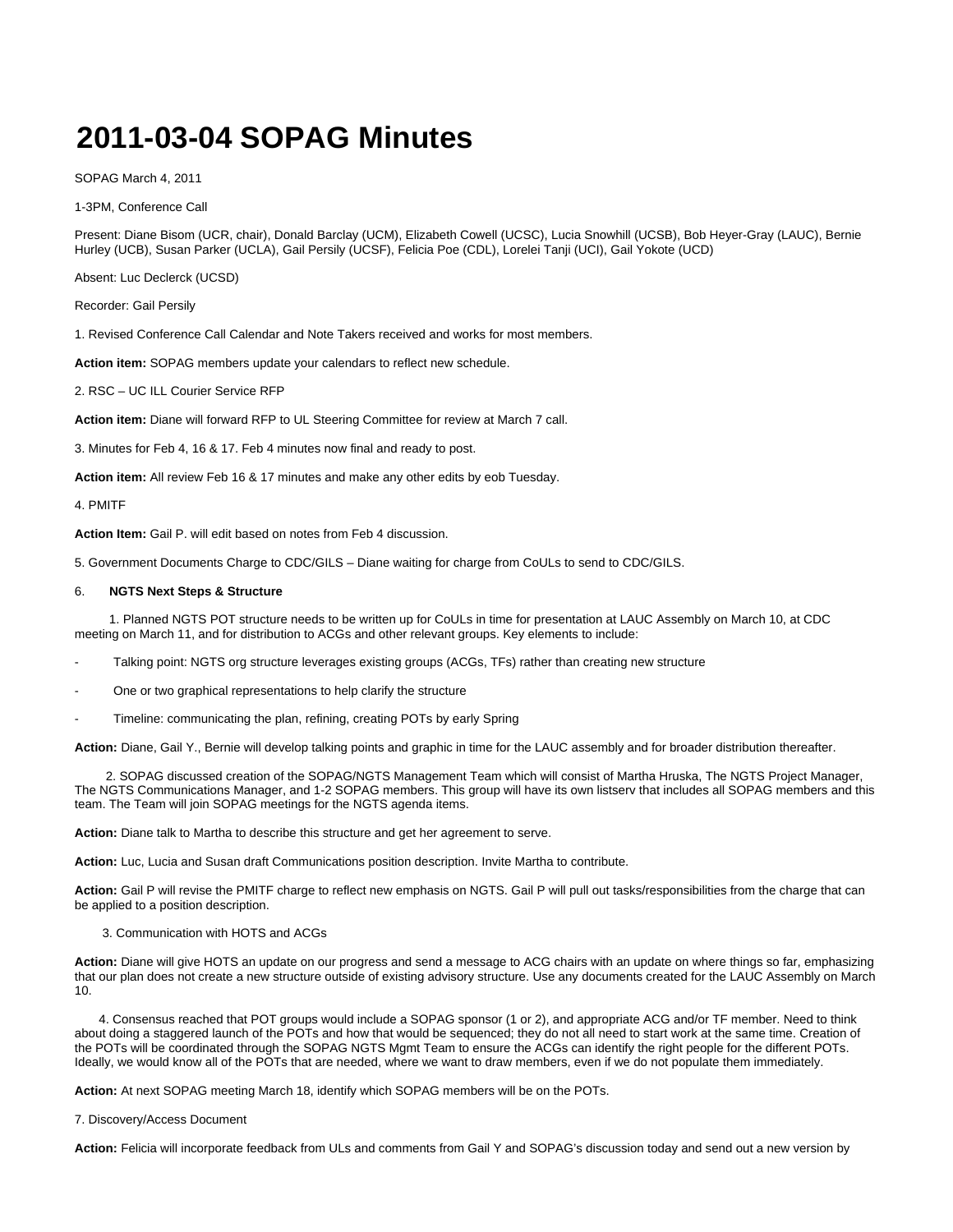# 2011-03-04 SOPAG Minutes

SOPAG March 4, 2011

1-3PM, Conference Call

Present: Diane Bisom (UCR, chair), Donald Barclay (UCM), Elizabeth Cowell (UCSC), Lucia Snowhill (UCSB), Bob Heyer-Gray (LAUC), Bernie Hurley (UCB), Susan Parker (UCLA), Gail Persily (UCSF), Felicia Poe (CDL), Lorelei Tanji (UCI), Gail Yokote (UCD)

Absent: Luc Declerck (UCSD)

Recorder: Gail Persily

1. Revised Conference Call Calendar and Note Takers received and works for most members.

**Action item:** SOPAG members update your calendars to reflect new schedule.

2. RSC – UC ILL Courier Service RFP

**Action item:** Diane will forward RFP to UL Steering Committee for review at March 7 call.

3. Minutes for Feb 4, 16 & 17. Feb 4 minutes now final and ready to post.

**Action item:** All review Feb 16 & 17 minutes and make any other edits by eob Tuesday.

4. PMITF

**Action Item:** Gail P. will edit based on notes from Feb 4 discussion.

5. Government Documents Charge to CDC/GILS – Diane waiting for charge from CoULs to send to CDC/GILS.

6. **NGTS Next Steps & Structure**

1. Planned NGTS POT structure needs to be written up for CoULs in time for presentation at LAUC Assembly on March 10, at CDC meeting on March 11, and for distribution to ACGs and other relevant groups. Key elements to include:

- Talking point: NGTS org structure leverages existing groups (ACGs, TFs) rather than creating new structure
- One or two graphical representations to help clarify the structure
- Timeline: communicating the plan, refining, creating POTs by early Spring

**Action:** Diane, Gail Y., Bernie will develop talking points and graphic in time for the LAUC assembly and for broader distribution thereafter.

2. SOPAG discussed creation of the SOPAG/NGTS Management Team which will consist of Martha Hruska, The NGTS Project Manager, The NGTS Communications Manager, and 1-2 SOPAG members. This group will have its own listserv that includes all SOPAG members and this team. The Team will join SOPAG meetings for the NGTS agenda items.

**Action:** Diane talk to Martha to describe this structure and get her agreement to serve.

**Action:** Luc, Lucia and Susan draft Communications position description. Invite Martha to contribute.

**Action:** Gail P will revise the PMITF charge to reflect new emphasis on NGTS. Gail P will pull out tasks/responsibilities from the charge that can be applied to a position description.

3. Communication with HOTS and ACGs

**Action:** Diane will give HOTS an update on our progress and send a message to ACG chairs with an update on where things so far, emphasizing that our plan does not create a new structure outside of existing advisory structure. Use any documents created for the LAUC Assembly on March 10.

4. Consensus reached that POT groups would include a SOPAG sponsor (1 or 2), and appropriate ACG and/or TF member. Need to think about doing a staggered launch of the POTs and how that would be sequenced; they do not all need to start work at the same time. Creation of the POTs will be coordinated through the SOPAG NGTS Mgmt Team to ensure the ACGs can identify the right people for the different POTs. Ideally, we would know all of the POTs that are needed, where we want to draw members, even if we do not populate them immediately.

**Action:** At next SOPAG meeting March 18, identify which SOPAG members will be on the POTs.

7. Discovery/Access Document

**Action:** Felicia will incorporate feedback from ULs and comments from Gail Y and SOPAG's discussion today and send out a new version by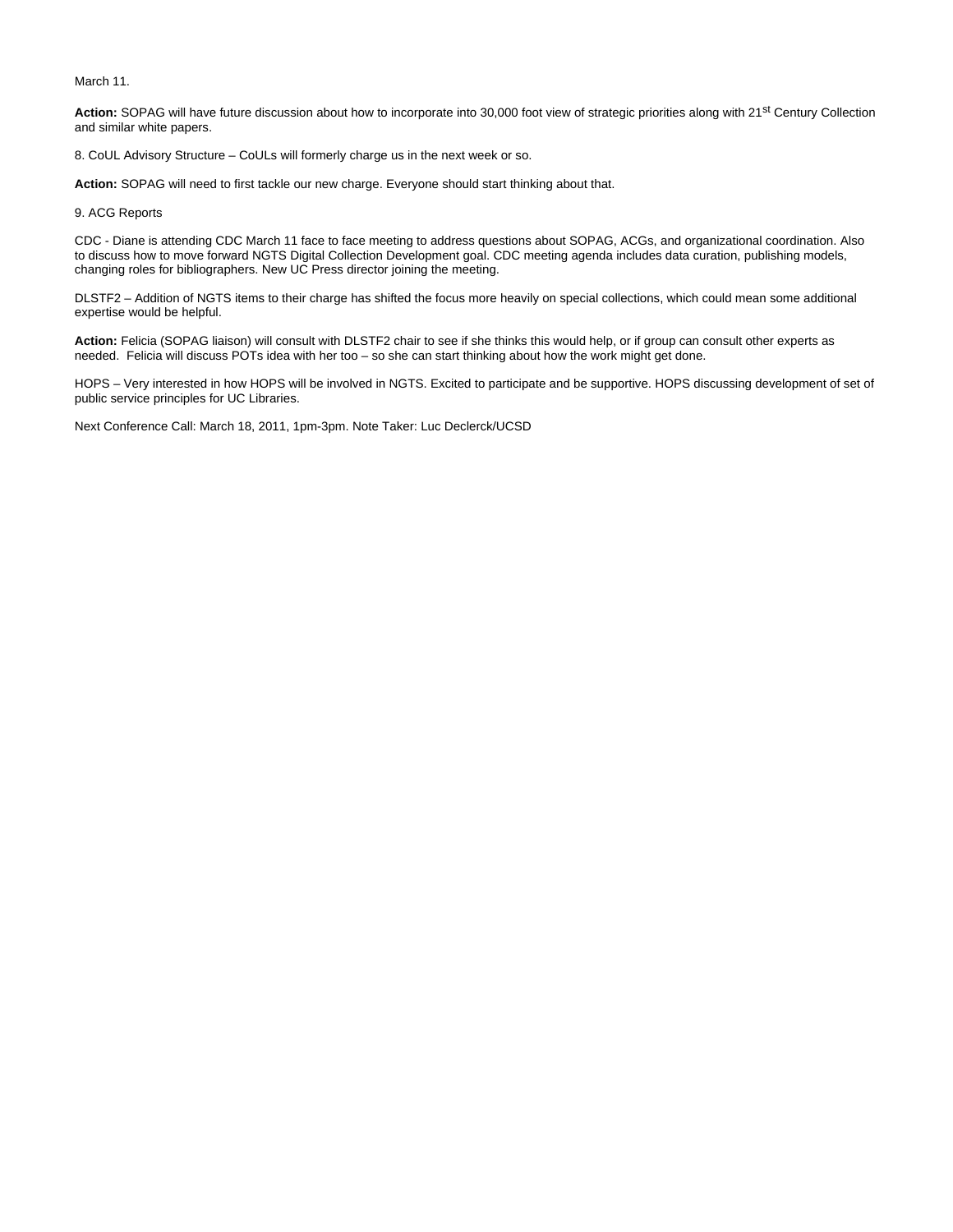March 11.

**Action:** SOPAG will have future discussion about how to incorporate into 30,000 foot view of strategic priorities along with 21st Century Collection and similar white papers.

8. CoUL Advisory Structure – CoULs will formerly charge us in the next week or so.

**Action:** SOPAG will need to first tackle our new charge. Everyone should start thinking about that.

9. ACG Reports

CDC - Diane is attending CDC March 11 face to face meeting to address questions about SOPAG, ACGs, and organizational coordination. Also to discuss how to move forward NGTS Digital Collection Development goal. CDC meeting agenda includes data curation, publishing models, changing roles for bibliographers. New UC Press director joining the meeting.

DLSTF2 – Addition of NGTS items to their charge has shifted the focus more heavily on special collections, which could mean some additional expertise would be helpful.

**Action:** Felicia (SOPAG liaison) will consult with DLSTF2 chair to see if she thinks this would help, or if group can consult other experts as needed. Felicia will discuss POTs idea with her too – so she can start thinking about how the work might get done.

HOPS – Very interested in how HOPS will be involved in NGTS. Excited to participate and be supportive. HOPS discussing development of set of public service principles for UC Libraries.

Next Conference Call: March 18, 2011, 1pm-3pm. Note Taker: Luc Declerck/UCSD